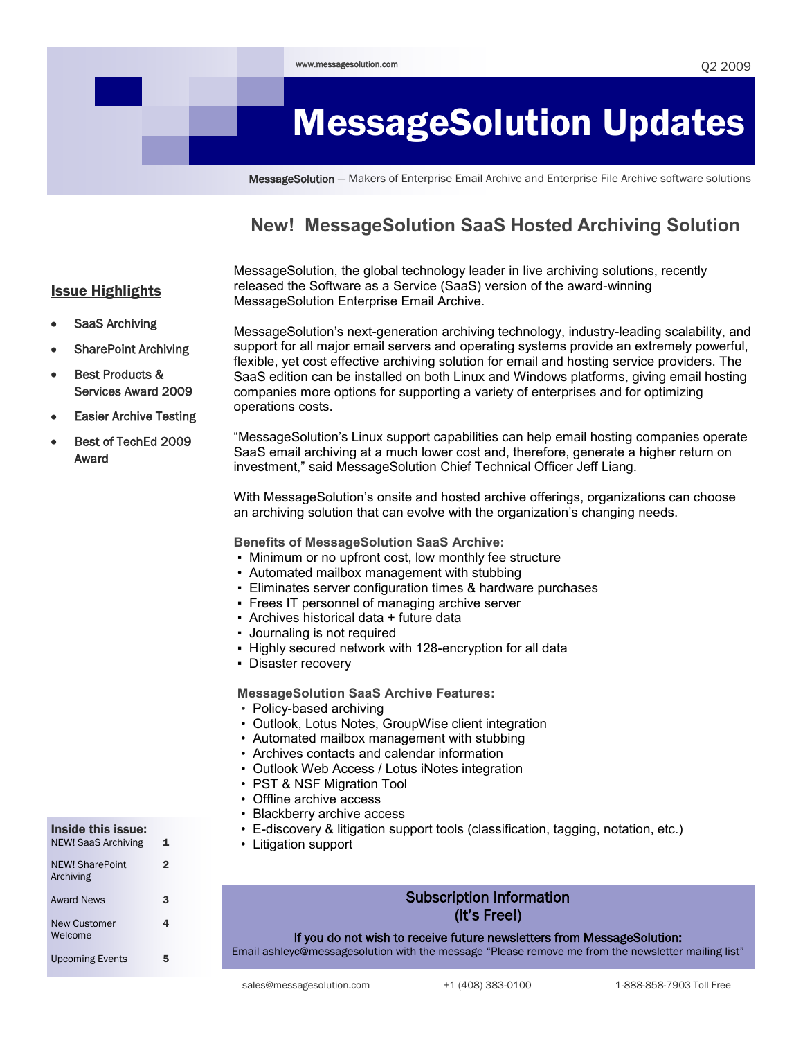www.messagesolution.com

Q2 2009

# MessageSolution Updates

MessageSolution — Makers of Enterprise Email Archive and Enterprise File Archive software solutions

**Issue Highlights**

- SaaS Archiving
- SharePoint Archiving
- Best Products & Services Award 2009
- Easier Archive Testing
- Best of TechEd 2009 Award

**Inside this issue:**

| | |
|---|---|
| NEW! SaaS Archiving | 1 |
| NEW! SharePoint Archiving | 2 |
| Award News | 3 |
| New Customer Welcome | 4 |
| Upcoming Events | 5 |

## New! MessageSolution SaaS Hosted Archiving Solution

MessageSolution, the global technology leader in live archiving solutions, recently released the Software as a Service (SaaS) version of the award-winning MessageSolution Enterprise Email Archive.

MessageSolution's next-generation archiving technology, industry-leading scalability, and support for all major email servers and operating systems provide an extremely powerful, flexible, yet cost effective archiving solution for email and hosting service providers. The SaaS edition can be installed on both Linux and Windows platforms, giving email hosting companies more options for supporting a variety of enterprises and for optimizing operations costs.

"MessageSolution's Linux support capabilities can help email hosting companies operate SaaS email archiving at a much lower cost and, therefore, generate a higher return on investment," said MessageSolution Chief Technical Officer Jeff Liang.

With MessageSolution's onsite and hosted archive offerings, organizations can choose an archiving solution that can evolve with the organization's changing needs.

**Benefits of MessageSolution SaaS Archive:**

- Minimum or no upfront cost, low monthly fee structure
- Automated mailbox management with stubbing
- Eliminates server configuration times & hardware purchases
- Frees IT personnel of managing archive server
- Archives historical data + future data
- Journaling is not required
- Highly secured network with 128-encryption for all data
- Disaster recovery

**MessageSolution SaaS Archive Features:**

- Policy-based archiving
- Outlook, Lotus Notes, GroupWise client integration
- Automated mailbox management with stubbing
- Archives contacts and calendar information
- Outlook Web Access / Lotus iNotes integration
- PST & NSF Migration Tool
- Offline archive access
- Blackberry archive access
- E-discovery & litigation support tools (classification, tagging, notation, etc.)
- Litigation support

**Subscription Information (It's Free!)**

**If you do not wish to receive future newsletters from MessageSolution:**
Email ashleyc@messagesolution.com with the message "Please remove me from the newsletter mailing list"

sales@messagesolution.com    +1 (408) 383-0100    1-888-858-7903 Toll Free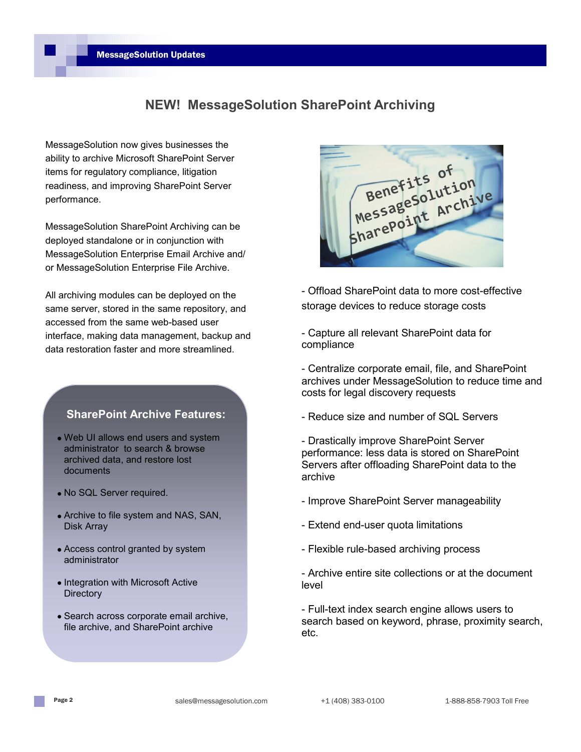# NEW! MessageSolution SharePoint Archiving

MessageSolution now gives businesses the ability to archive Microsoft SharePoint Server items for regulatory compliance, litigation readiness, and improving SharePoint Server performance.

MessageSolution SharePoint Archiving can be deployed standalone or in conjunction with MessageSolution Enterprise Email Archive and/or MessageSolution Enterprise File Archive.

All archiving modules can be deployed on the same server, stored in the same repository, and accessed from the same web-based user interface, making data management, backup and data restoration faster and more streamlined.

## SharePoint Archive Features:

- Web UI allows end users and system administrator to search & browse archived data, and restore lost documents
- No SQL Server required.
- Archive to file system and NAS, SAN, Disk Array
- Access control granted by system administrator
- Integration with Microsoft Active Directory
- Search across corporate email archive, file archive, and SharePoint archive

## Benefits of MessageSolution SharePoint Archive

- Offload SharePoint data to more cost-effective storage devices to reduce storage costs
- Capture all relevant SharePoint data for compliance
- Centralize corporate email, file, and SharePoint archives under MessageSolution to reduce time and costs for legal discovery requests
- Reduce size and number of SQL Servers
- Drastically improve SharePoint Server performance: less data is stored on SharePoint Servers after offloading SharePoint data to the archive
- Improve SharePoint Server manageability
- Extend end-user quota limitations
- Flexible rule-based archiving process
- Archive entire site collections or at the document level
- Full-text index search engine allows users to search based on keyword, phrase, proximity search, etc.

sales@messagesolution.com +1 (408) 383-0100 1-888-858-7903 Toll Free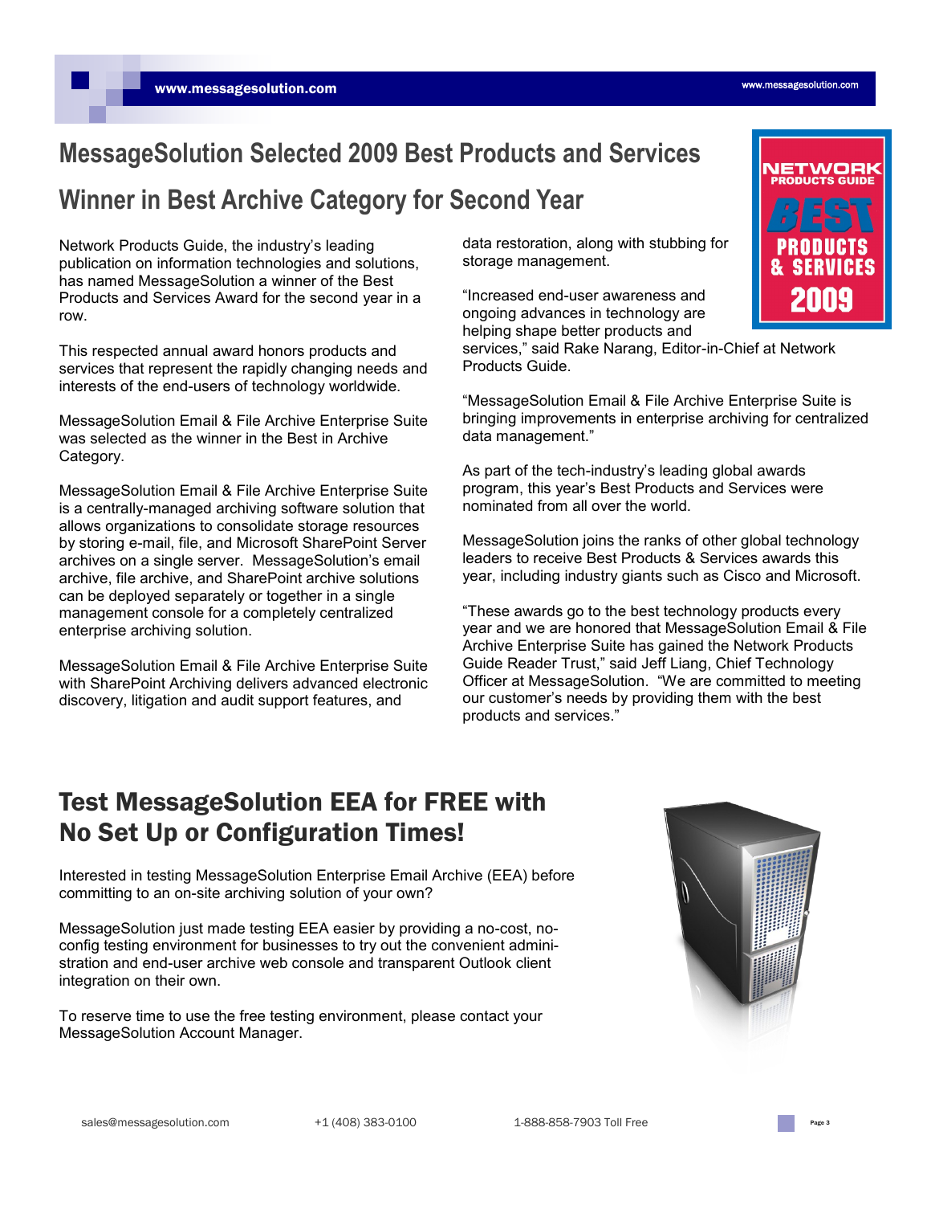# MessageSolution Selected 2009 Best Products and Services Winner in Best Archive Category for Second Year

Network Products Guide, the industry's leading publication on information technologies and solutions, has named MessageSolution a winner of the Best Products and Services Award for the second year in a row.

This respected annual award honors products and services that represent the rapidly changing needs and interests of the end-users of technology worldwide.

MessageSolution Email & File Archive Enterprise Suite was selected as the winner in the Best in Archive Category.

MessageSolution Email & File Archive Enterprise Suite is a centrally-managed archiving software solution that allows organizations to consolidate storage resources by storing e-mail, file, and Microsoft SharePoint Server archives on a single server. MessageSolution's email archive, file archive, and SharePoint archive solutions can be deployed separately or together in a single management console for a completely centralized enterprise archiving solution.

MessageSolution Email & File Archive Enterprise Suite with SharePoint Archiving delivers advanced electronic discovery, litigation and audit support features, and data restoration, along with stubbing for storage management.

"Increased end-user awareness and ongoing advances in technology are helping shape better products and services," said Rake Narang, Editor-in-Chief at Network Products Guide.

"MessageSolution Email & File Archive Enterprise Suite is bringing improvements in enterprise archiving for centralized data management."

As part of the tech-industry's leading global awards program, this year's Best Products and Services were nominated from all over the world.

MessageSolution joins the ranks of other global technology leaders to receive Best Products & Services awards this year, including industry giants such as Cisco and Microsoft.

"These awards go to the best technology products every year and we are honored that MessageSolution Email & File Archive Enterprise Suite has gained the Network Products Guide Reader Trust," said Jeff Liang, Chief Technology Officer at MessageSolution. "We are committed to meeting our customer's needs by providing them with the best products and services."

# Test MessageSolution EEA for FREE with No Set Up or Configuration Times!

Interested in testing MessageSolution Enterprise Email Archive (EEA) before committing to an on-site archiving solution of your own?

MessageSolution just made testing EEA easier by providing a no-cost, no-config testing environment for businesses to try out the convenient administration and end-user archive web console and transparent Outlook client integration on their own.

To reserve time to use the free testing environment, please contact your MessageSolution Account Manager.

sales@messagesolution.com    +1 (408) 383-0100    1-888-858-7903 Toll Free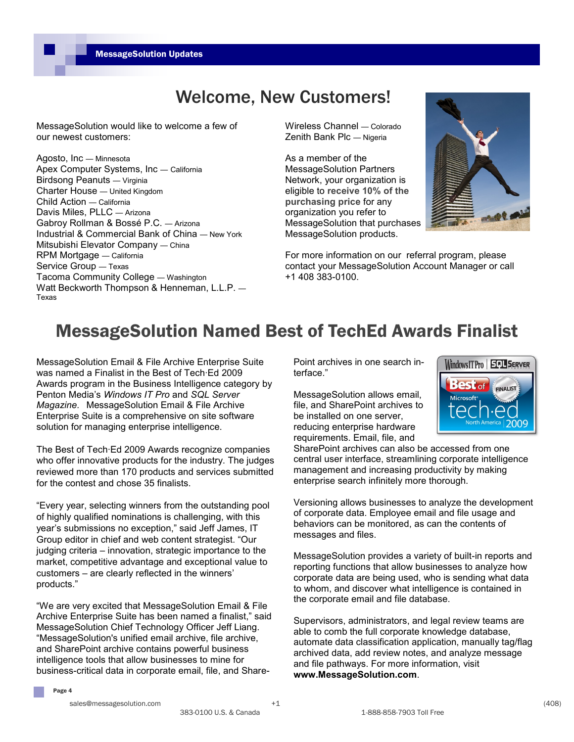# Welcome, New Customers!

MessageSolution would like to welcome a few of our newest customers:

Agosto, Inc — Minnesota
Apex Computer Systems, Inc — California
Birdsong Peanuts — Virginia
Charter House — United Kingdom
Child Action — California
Davis Miles, PLLC — Arizona
Gabroy Rollman & Bossé P.C. — Arizona
Industrial & Commercial Bank of China — New York
Mitsubishi Elevator Company — China
RPM Mortgage — California
Service Group — Texas
Tacoma Community College — Washington
Watt Beckworth Thompson & Henneman, L.L.P. — Texas
Wireless Channel — Colorado
Zenith Bank Plc — Nigeria

As a member of the MessageSolution Partners Network, your organization is eligible to **receive 10% of the purchasing price** for any organization you refer to MessageSolution that purchases MessageSolution products.

For more information on our referral program, please contact your MessageSolution Account Manager or call +1 408 383-0100.

# MessageSolution Named Best of TechEd Awards Finalist

MessageSolution Email & File Archive Enterprise Suite was named a Finalist in the Best of Tech·Ed 2009 Awards program in the Business Intelligence category by Penton Media's *Windows IT Pro* and *SQL Server Magazine.* MessageSolution Email & File Archive Enterprise Suite is a comprehensive on site software solution for managing enterprise intelligence.

The Best of Tech·Ed 2009 Awards recognize companies who offer innovative products for the industry. The judges reviewed more than 170 products and services submitted for the contest and chose 35 finalists.

"Every year, selecting winners from the outstanding pool of highly qualified nominations is challenging, with this year's submissions no exception," said Jeff James, IT Group editor in chief and web content strategist. "Our judging criteria – innovation, strategic importance to the market, competitive advantage and exceptional value to customers – are clearly reflected in the winners' products."

"We are very excited that MessageSolution Email & File Archive Enterprise Suite has been named a finalist," said MessageSolution Chief Technology Officer Jeff Liang. "MessageSolution's unified email archive, file archive, and SharePoint archive contains powerful business intelligence tools that allow businesses to mine for business-critical data in corporate email, file, and SharePoint archives in one search interface."

MessageSolution allows email, file, and SharePoint archives to be installed on one server, reducing enterprise hardware requirements. Email, file, and SharePoint archives can also be accessed from one central user interface, streamlining corporate intelligence management and increasing productivity by making enterprise search infinitely more thorough.

Versioning allows businesses to analyze the development of corporate data. Employee email and file usage and behaviors can be monitored, as can the contents of messages and files.

MessageSolution provides a variety of built-in reports and reporting functions that allow businesses to analyze how corporate data are being used, who is sending what data to whom, and discover what intelligence is contained in the corporate email and file database.

Supervisors, administrators, and legal review teams are able to comb the full corporate knowledge database, automate data classification application, manually tag/flag archived data, add review notes, and analyze message and file pathways. For more information, visit **www.MessageSolution.com**.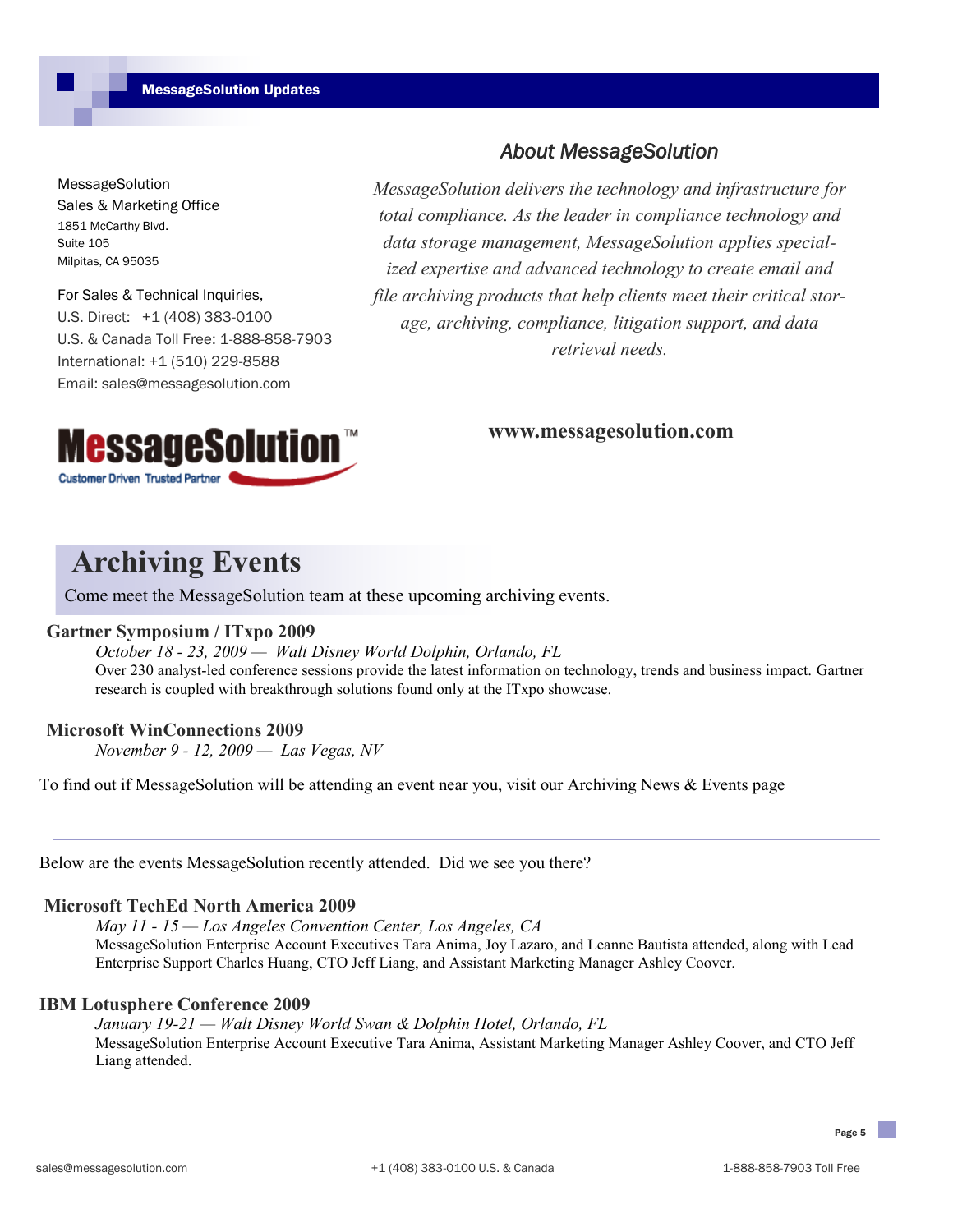## MessageSolution Updates

MessageSolution
Sales & Marketing Office
1851 McCarthy Blvd.
Suite 105
Milpitas, CA 95035

For Sales & Technical Inquiries,
U.S. Direct: +1 (408) 383-0100
U.S. & Canada Toll Free: 1-888-858-7903
International: +1 (510) 229-8588
Email: sales@messagesolution.com

MessageSolution™
Customer Driven Trusted Partner

### *About MessageSolution*

*MessageSolution delivers the technology and infrastructure for total compliance. As the leader in compliance technology and data storage management, MessageSolution applies specialized expertise and advanced technology to create email and file archiving products that help clients meet their critical storage, archiving, compliance, litigation support, and data retrieval needs.*

**www.messagesolution.com**

# Archiving Events

Come meet the MessageSolution team at these upcoming archiving events.

**Gartner Symposium / ITxpo 2009**

*October 18 - 23, 2009 — Walt Disney World Dolphin, Orlando, FL*

Over 230 analyst-led conference sessions provide the latest information on technology, trends and business impact. Gartner research is coupled with breakthrough solutions found only at the ITxpo showcase.

**Microsoft WinConnections 2009**

*November 9 - 12, 2009 — Las Vegas, NV*

To find out if MessageSolution will be attending an event near you, visit our Archiving News & Events page

---

Below are the events MessageSolution recently attended. Did we see you there?

**Microsoft TechEd North America 2009**

*May 11 - 15 — Los Angeles Convention Center, Los Angeles, CA*

MessageSolution Enterprise Account Executives Tara Anima, Joy Lazaro, and Leanne Bautista attended, along with Lead Enterprise Support Charles Huang, CTO Jeff Liang, and Assistant Marketing Manager Ashley Coover.

**IBM Lotusphere Conference 2009**

*January 19-21 — Walt Disney World Swan & Dolphin Hotel, Orlando, FL*

MessageSolution Enterprise Account Executive Tara Anima, Assistant Marketing Manager Ashley Coover, and CTO Jeff Liang attended.